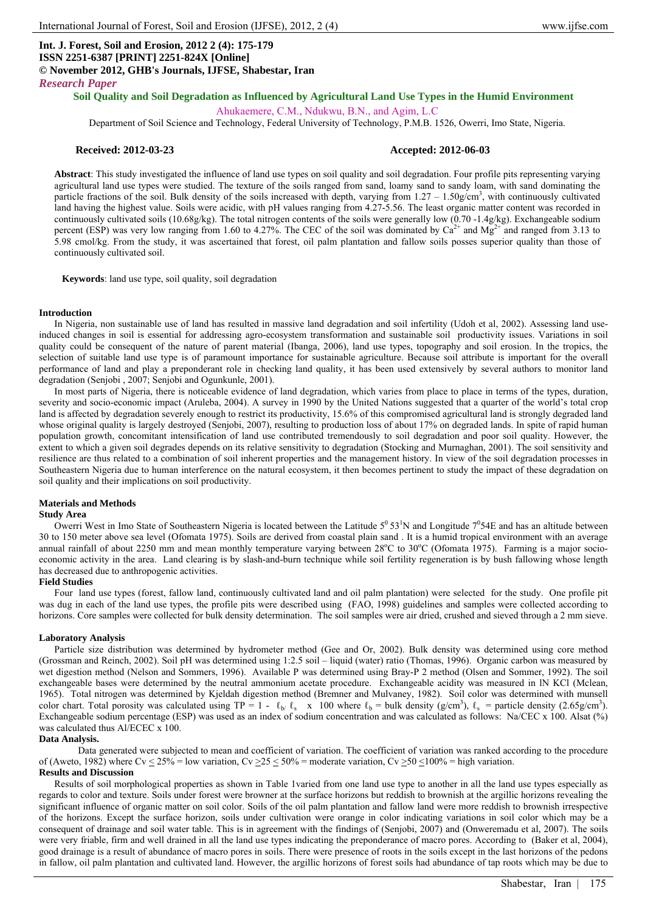**Int. J. Forest, Soil and Erosion, 2012 2 (4): 175-179**
**ISSN 2251-6387 [PRINT] 2251-824X [Online]**
**© November 2012, GHB's Journals, IJFSE, Shabestar, Iran**

*Research Paper*

# Soil Quality and Soil Degradation as Influenced by Agricultural Land Use Types in the Humid Environment

Ahukaemere, C.M., Ndukwu, B.N., and Agim, L.C

Department of Soil Science and Technology, Federal University of Technology, P.M.B. 1526, Owerri, Imo State, Nigeria.

**Received: 2012-03-23** **Accepted: 2012-06-03**

**Abstract**: This study investigated the influence of land use types on soil quality and soil degradation. Four profile pits representing varying agricultural land use types were studied. The texture of the soils ranged from sand, loamy sand to sandy loam, with sand dominating the particle fractions of the soil. Bulk density of the soils increased with depth, varying from 1.27 – 1.50g/cm$^3$, with continuously cultivated land having the highest value. Soils were acidic, with pH values ranging from 4.27-5.56. The least organic matter content was recorded in continuously cultivated soils (10.68g/kg). The total nitrogen contents of the soils were generally low (0.70 -1.4g/kg). Exchangeable sodium percent (ESP) was very low ranging from 1.60 to 4.27%. The CEC of the soil was dominated by $Ca^{2+}$ and $Mg^{2+}$ and ranged from 3.13 to 5.98 cmol/kg. From the study, it was ascertained that forest, oil palm plantation and fallow soils posses superior quality than those of continuously cultivated soil.

**Keywords**: land use type, soil quality, soil degradation

## Introduction

In Nigeria, non sustainable use of land has resulted in massive land degradation and soil infertility (Udoh et al, 2002). Assessing land use-induced changes in soil is essential for addressing agro-ecosystem transformation and sustainable soil productivity issues. Variations in soil quality could be consequent of the nature of parent material (Ibanga, 2006), land use types, topography and soil erosion. In the tropics, the selection of suitable land use type is of paramount importance for sustainable agriculture. Because soil attribute is important for the overall performance of land and play a preponderant role in checking land quality, it has been used extensively by several authors to monitor land degradation (Senjobi , 2007; Senjobi and Ogunkunle, 2001).

In most parts of Nigeria, there is noticeable evidence of land degradation, which varies from place to place in terms of the types, duration, severity and socio-economic impact (Aruleba, 2004). A survey in 1990 by the United Nations suggested that a quarter of the world's total crop land is affected by degradation severely enough to restrict its productivity, 15.6% of this compromised agricultural land is strongly degraded land whose original quality is largely destroyed (Senjobi, 2007), resulting to production loss of about 17% on degraded lands. In spite of rapid human population growth, concomitant intensification of land use contributed tremendously to soil degradation and poor soil quality. However, the extent to which a given soil degrades depends on its relative sensitivity to degradation (Stocking and Murnaghan, 2001). The soil sensitivity and resilience are thus related to a combination of soil inherent properties and the management history. In view of the soil degradation processes in Southeastern Nigeria due to human interference on the natural ecosystem, it then becomes pertinent to study the impact of these degradation on soil quality and their implications on soil productivity.

## Materials and Methods

### Study Area

Owerri West in Imo State of Southeastern Nigeria is located between the Latitude 5$^0$ 53$^1$N and Longitude 7$^0$54E and has an altitude between 30 to 150 meter above sea level (Ofomata 1975). Soils are derived from coastal plain sand . It is a humid tropical environment with an average annual rainfall of about 2250 mm and mean monthly temperature varying between 28$^o$C to 30$^o$C (Ofomata 1975). Farming is a major socio-economic activity in the area. Land clearing is by slash-and-burn technique while soil fertility regeneration is by bush fallowing whose length has decreased due to anthropogenic activities.

### Field Studies

Four land use types (forest, fallow land, continuously cultivated land and oil palm plantation) were selected for the study. One profile pit was dug in each of the land use types, the profile pits were described using (FAO, 1998) guidelines and samples were collected according to horizons. Core samples were collected for bulk density determination. The soil samples were air dried, crushed and sieved through a 2 mm sieve.

### Laboratory Analysis

Particle size distribution was determined by hydrometer method (Gee and Or, 2002). Bulk density was determined using core method (Grossman and Reinch, 2002). Soil pH was determined using 1:2.5 soil – liquid (water) ratio (Thomas, 1996). Organic carbon was measured by wet digestion method (Nelson and Sommers, 1996). Available P was determined using Bray-P 2 method (Olsen and Sommer, 1992). The soil exchangeable bases were determined by the neutral ammonium acetate procedure. Exchangeable acidity was measured in lN KCl (Mclean, 1965). Total nitrogen was determined by Kjeldah digestion method (Bremner and Mulvaney, 1982). Soil color was determined with munsell color chart. Total porosity was calculated using TP = 1 - $\ell_b/\ \ell_s$ x 100 where $\ell_b$ = bulk density (g/cm$^3$), $\ell_s$ = particle density (2.65g/cm$^3$). Exchangeable sodium percentage (ESP) was used as an index of sodium concentration and was calculated as follows: Na/CEC x 100. Alsat (%) was calculated thus Al/ECEC x 100.

### Data Analysis.

Data generated were subjected to mean and coefficient of variation. The coefficient of variation was ranked according to the procedure of (Aweto, 1982) where Cv $\leq$ 25% = low variation, Cv $\geq$25 $\leq$ 50% = moderate variation, Cv $\geq$50 $\leq$100% = high variation.

## Results and Discussion

Results of soil morphological properties as shown in Table 1varied from one land use type to another in all the land use types especially as regards to color and texture. Soils under forest were browner at the surface horizons but reddish to brownish at the argillic horizons revealing the significant influence of organic matter on soil color. Soils of the oil palm plantation and fallow land were more reddish to brownish irrespective of the horizons. Except the surface horizon, soils under cultivation were orange in color indicating variations in soil color which may be a consequent of drainage and soil water table. This is in agreement with the findings of (Senjobi, 2007) and (Onweremadu et al, 2007). The soils were very friable, firm and well drained in all the land use types indicating the preponderance of macro pores. According to (Baker et al, 2004), good drainage is a result of abundance of macro pores in soils. There were presence of roots in the soils except in the last horizons of the pedons in fallow, oil palm plantation and cultivated land. However, the argillic horizons of forest soils had abundance of tap roots which may be due to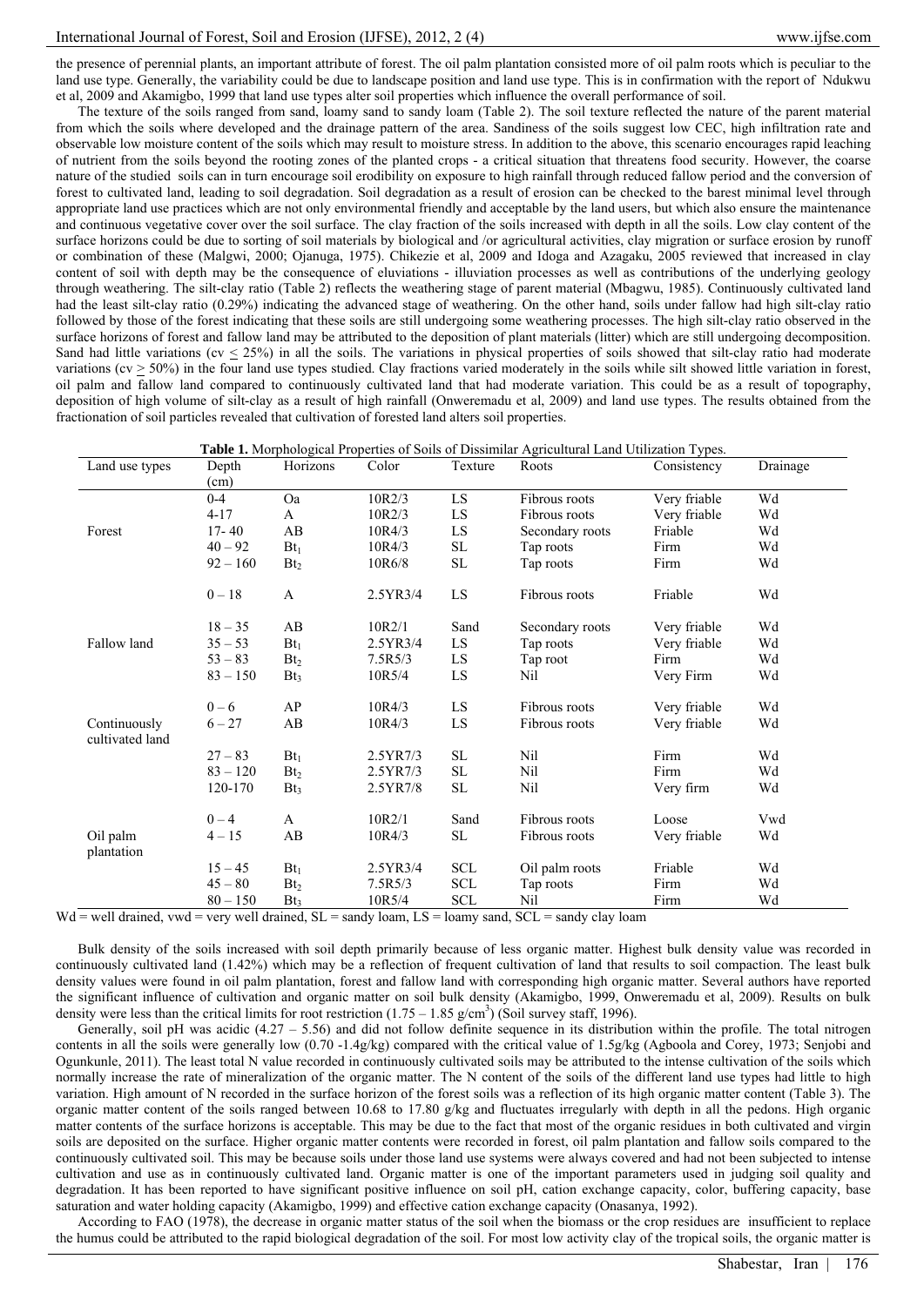the presence of perennial plants, an important attribute of forest. The oil palm plantation consisted more of oil palm roots which is peculiar to the land use type. Generally, the variability could be due to landscape position and land use type. This is in confirmation with the report of Ndukwu et al, 2009 and Akamigbo, 1999 that land use types alter soil properties which influence the overall performance of soil.

The texture of the soils ranged from sand, loamy sand to sandy loam (Table 2). The soil texture reflected the nature of the parent material from which the soils where developed and the drainage pattern of the area. Sandiness of the soils suggest low CEC, high infiltration rate and observable low moisture content of the soils which may result to moisture stress. In addition to the above, this scenario encourages rapid leaching of nutrient from the soils beyond the rooting zones of the planted crops - a critical situation that threatens food security. However, the coarse nature of the studied soils can in turn encourage soil erodibility on exposure to high rainfall through reduced fallow period and the conversion of forest to cultivated land, leading to soil degradation. Soil degradation as a result of erosion can be checked to the barest minimal level through appropriate land use practices which are not only environmental friendly and acceptable by the land users, but which also ensure the maintenance and continuous vegetative cover over the soil surface. The clay fraction of the soils increased with depth in all the soils. Low clay content of the surface horizons could be due to sorting of soil materials by biological and /or agricultural activities, clay migration or surface erosion by runoff or combination of these (Malgwi, 2000; Ojanuga, 1975). Chikezie et al, 2009 and Idoga and Azagaku, 2005 reviewed that increased in clay content of soil with depth may be the consequence of eluviations - illuviation processes as well as contributions of the underlying geology through weathering. The silt-clay ratio (Table 2) reflects the weathering stage of parent material (Mbagwu, 1985). Continuously cultivated land had the least silt-clay ratio (0.29%) indicating the advanced stage of weathering. On the other hand, soils under fallow had high silt-clay ratio followed by those of the forest indicating that these soils are still undergoing some weathering processes. The high silt-clay ratio observed in the surface horizons of forest and fallow land may be attributed to the deposition of plant materials (litter) which are still undergoing decomposition. Sand had little variations (cv ≤ 25%) in all the soils. The variations in physical properties of soils showed that silt-clay ratio had moderate variations (cv ≥ 50%) in the four land use types studied. Clay fractions varied moderately in the soils while silt showed little variation in forest, oil palm and fallow land compared to continuously cultivated land that had moderate variation. This could be as a result of topography, deposition of high volume of silt-clay as a result of high rainfall (Onweremadu et al, 2009) and land use types. The results obtained from the fractionation of soil particles revealed that cultivation of forested land alters soil properties.

**Table 1.** Morphological Properties of Soils of Dissimilar Agricultural Land Utilization Types.

| Land use types | Depth (cm) | Horizons | Color | Texture | Roots | Consistency | Drainage |
|---|---|---|---|---|---|---|---|
| Forest | 0-4 | Oa | 10R2/3 | LS | Fibrous roots | Very friable | Wd |
| | 4-17 | A | 10R2/3 | LS | Fibrous roots | Very friable | Wd |
| | 17- 40 | AB | 10R4/3 | LS | Secondary roots | Friable | Wd |
| | 40 – 92 | $Bt_1$ | 10R4/3 | SL | Tap roots | Firm | Wd |
| | 92 – 160 | $Bt_2$ | 10R6/8 | SL | Tap roots | Firm | Wd |
| Fallow land | 0 – 18 | A | 2.5YR3/4 | LS | Fibrous roots | Friable | Wd |
| | 18 – 35 | AB | 10R2/1 | Sand | Secondary roots | Very friable | Wd |
| | 35 – 53 | $Bt_1$ | 2.5YR3/4 | LS | Tap roots | Very friable | Wd |
| | 53 – 83 | $Bt_2$ | 7.5R5/3 | LS | Tap root | Firm | Wd |
| | 83 – 150 | $Bt_3$ | 10R5/4 | LS | Nil | Very Firm | Wd |
| Continuously cultivated land | 0 – 6 | AP | 10R4/3 | LS | Fibrous roots | Very friable | Wd |
| | 6 – 27 | AB | 10R4/3 | LS | Fibrous roots | Very friable | Wd |
| | 27 – 83 | $Bt_1$ | 2.5YR7/3 | SL | Nil | Firm | Wd |
| | 83 – 120 | $Bt_2$ | 2.5YR7/3 | SL | Nil | Firm | Wd |
| | 120-170 | $Bt_3$ | 2.5YR7/8 | SL | Nil | Very firm | Wd |
| Oil palm plantation | 0 – 4 | A | 10R2/1 | Sand | Fibrous roots | Loose | Vwd |
| | 4 – 15 | AB | 10R4/3 | SL | Fibrous roots | Very friable | Wd |
| | 15 – 45 | $Bt_1$ | 2.5YR3/4 | SCL | Oil palm roots | Friable | Wd |
| | 45 – 80 | $Bt_2$ | 7.5R5/3 | SCL | Tap roots | Firm | Wd |
| | 80 – 150 | $Bt_3$ | 10R5/4 | SCL | Nil | Firm | Wd |

Wd = well drained, vwd = very well drained, SL = sandy loam, LS = loamy sand, SCL = sandy clay loam

Bulk density of the soils increased with soil depth primarily because of less organic matter. Highest bulk density value was recorded in continuously cultivated land (1.42%) which may be a reflection of frequent cultivation of land that results to soil compaction. The least bulk density values were found in oil palm plantation, forest and fallow land with corresponding high organic matter. Several authors have reported the significant influence of cultivation and organic matter on soil bulk density (Akamigbo, 1999, Onweremadu et al, 2009). Results on bulk density were less than the critical limits for root restriction (1.75 – 1.85 $g/cm^3$) (Soil survey staff, 1996).

Generally, soil pH was acidic (4.27 – 5.56) and did not follow definite sequence in its distribution within the profile. The total nitrogen contents in all the soils were generally low (0.70 -1.4g/kg) compared with the critical value of 1.5g/kg (Agboola and Corey, 1973; Senjobi and Ogunkunle, 2011). The least total N value recorded in continuously cultivated soils may be attributed to the intense cultivation of the soils which normally increase the rate of mineralization of the organic matter. The N content of the soils of the different land use types had little to high variation. High amount of N recorded in the surface horizon of the forest soils was a reflection of its high organic matter content (Table 3). The organic matter content of the soils ranged between 10.68 to 17.80 g/kg and fluctuates irregularly with depth in all the pedons. High organic matter contents of the surface horizons is acceptable. This may be due to the fact that most of the organic residues in both cultivated and virgin soils are deposited on the surface. Higher organic matter contents were recorded in forest, oil palm plantation and fallow soils compared to the continuously cultivated soil. This may be because soils under those land use systems were always covered and had not been subjected to intense cultivation and use as in continuously cultivated land. Organic matter is one of the important parameters used in judging soil quality and degradation. It has been reported to have significant positive influence on soil pH, cation exchange capacity, color, buffering capacity, base saturation and water holding capacity (Akamigbo, 1999) and effective cation exchange capacity (Onasanya, 1992).

According to FAO (1978), the decrease in organic matter status of the soil when the biomass or the crop residues are insufficient to replace the humus could be attributed to the rapid biological degradation of the soil. For most low activity clay of the tropical soils, the organic matter is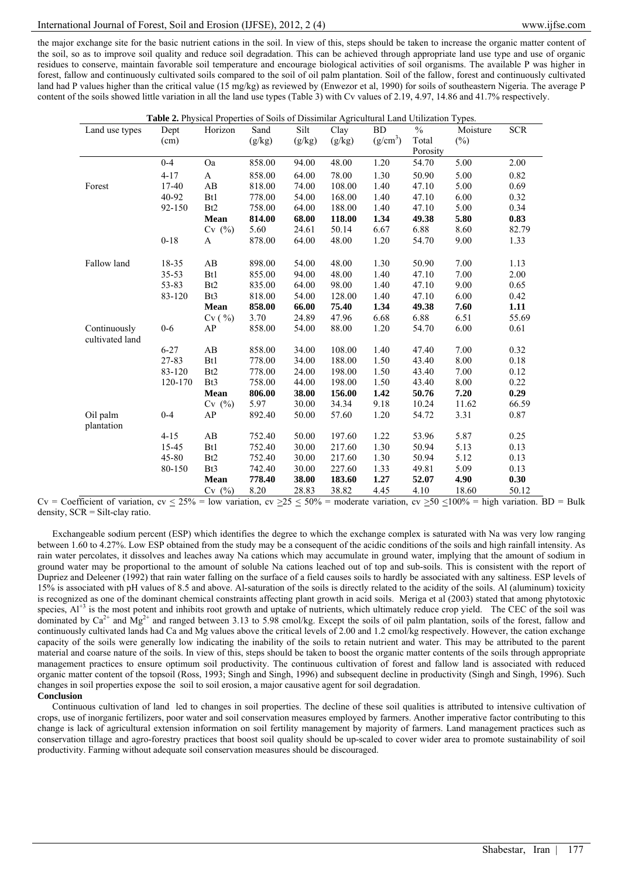the major exchange site for the basic nutrient cations in the soil. In view of this, steps should be taken to increase the organic matter content of the soil, so as to improve soil quality and reduce soil degradation. This can be achieved through appropriate land use type and use of organic residues to conserve, maintain favorable soil temperature and encourage biological activities of soil organisms. The available P was higher in forest, fallow and continuously cultivated soils compared to the soil of oil palm plantation. Soil of the fallow, forest and continuously cultivated land had P values higher than the critical value (15 mg/kg) as reviewed by (Enwezor et al, 1990) for soils of southeastern Nigeria. The average P content of the soils showed little variation in all the land use types (Table 3) with Cv values of 2.19, 4.97, 14.86 and 41.7% respectively.

**Table 2.** Physical Properties of Soils of Dissimilar Agricultural Land Utilization Types.

| Land use types | Dept (cm) | Horizon | Sand (g/kg) | Silt (g/kg) | Clay (g/kg) | BD ($g/cm^3$) | % Total Porosity | Moisture (%) | SCR |
|---|---|---|---|---|---|---|---|---|---|
| Forest | 0-4 | Oa | 858.00 | 94.00 | 48.00 | 1.20 | 54.70 | 5.00 | 2.00 |
| | 4-17 | A | 858.00 | 64.00 | 78.00 | 1.30 | 50.90 | 5.00 | 0.82 |
| | 17-40 | AB | 818.00 | 74.00 | 108.00 | 1.40 | 47.10 | 5.00 | 0.69 |
| | 40-92 | Bt1 | 778.00 | 54.00 | 168.00 | 1.40 | 47.10 | 6.00 | 0.32 |
| | 92-150 | Bt2 | 758.00 | 64.00 | 188.00 | 1.40 | 47.10 | 5.00 | 0.34 |
| | | **Mean** | **814.00** | **68.00** | **118.00** | **1.34** | **49.38** | **5.80** | **0.83** |
| | | Cv (%) | 5.60 | 24.61 | 50.14 | 6.67 | 6.88 | 8.60 | 82.79 |
| Fallow land | 0-18 | A | 878.00 | 64.00 | 48.00 | 1.20 | 54.70 | 9.00 | 1.33 |
| | 18-35 | AB | 898.00 | 54.00 | 48.00 | 1.30 | 50.90 | 7.00 | 1.13 |
| | 35-53 | Bt1 | 855.00 | 94.00 | 48.00 | 1.40 | 47.10 | 7.00 | 2.00 |
| | 53-83 | Bt2 | 835.00 | 64.00 | 98.00 | 1.40 | 47.10 | 9.00 | 0.65 |
| | 83-120 | Bt3 | 818.00 | 54.00 | 128.00 | 1.40 | 47.10 | 6.00 | 0.42 |
| | | **Mean** | **858.00** | **66.00** | **75.40** | **1.34** | **49.38** | **7.60** | **1.11** |
| | | Cv ( %) | 3.70 | 24.89 | 47.96 | 6.68 | 6.88 | 6.51 | 55.69 |
| Continuously cultivated land | 0-6 | AP | 858.00 | 54.00 | 88.00 | 1.20 | 54.70 | 6.00 | 0.61 |
| | 6-27 | AB | 858.00 | 34.00 | 108.00 | 1.40 | 47.40 | 7.00 | 0.32 |
| | 27-83 | Bt1 | 778.00 | 34.00 | 188.00 | 1.50 | 43.40 | 8.00 | 0.18 |
| | 83-120 | Bt2 | 778.00 | 24.00 | 198.00 | 1.50 | 43.40 | 7.00 | 0.12 |
| | 120-170 | Bt3 | 758.00 | 44.00 | 198.00 | 1.50 | 43.40 | 8.00 | 0.22 |
| | | **Mean** | **806.00** | **38.00** | **156.00** | **1.42** | **50.76** | **7.20** | **0.29** |
| | | Cv (%) | 5.97 | 30.00 | 34.34 | 9.18 | 10.24 | 11.62 | 66.59 |
| Oil palm plantation | 0-4 | AP | 892.40 | 50.00 | 57.60 | 1.20 | 54.72 | 3.31 | 0.87 |
| | 4-15 | AB | 752.40 | 50.00 | 197.60 | 1.22 | 53.96 | 5.87 | 0.25 |
| | 15-45 | Bt1 | 752.40 | 30.00 | 217.60 | 1.30 | 50.94 | 5.13 | 0.13 |
| | 45-80 | Bt2 | 752.40 | 30.00 | 217.60 | 1.30 | 50.94 | 5.12 | 0.13 |
| | 80-150 | Bt3 | 742.40 | 30.00 | 227.60 | 1.33 | 49.81 | 5.09 | 0.13 |
| | | **Mean** | **778.40** | **38.00** | **183.60** | **1.27** | **52.07** | **4.90** | **0.30** |
| | | Cv (%) | 8.20 | 28.83 | 38.82 | 4.45 | 4.10 | 18.60 | 50.12 |

Cv = Coefficient of variation, cv $\leq$ 25% = low variation, cv $\geq$25 $\leq$ 50% = moderate variation, cv $\geq$50 $\leq$100% = high variation. BD = Bulk density, SCR = Silt-clay ratio.

Exchangeable sodium percent (ESP) which identifies the degree to which the exchange complex is saturated with Na was very low ranging between 1.60 to 4.27%. Low ESP obtained from the study may be a consequent of the acidic conditions of the soils and high rainfall intensity. As rain water percolates, it dissolves and leaches away Na cations which may accumulate in ground water, implying that the amount of sodium in ground water may be proportional to the amount of soluble Na cations leached out of top and sub-soils. This is consistent with the report of Dupriez and Deleener (1992) that rain water falling on the surface of a field causes soils to hardly be associated with any saltiness. ESP levels of 15% is associated with pH values of 8.5 and above. Al-saturation of the soils is directly related to the acidity of the soils. Al (aluminum) toxicity is recognized as one of the dominant chemical constraints affecting plant growth in acid soils. Meriga et al (2003) stated that among phytotoxic species, $Al^{+3}$ is the most potent and inhibits root growth and uptake of nutrients, which ultimately reduce crop yield. The CEC of the soil was dominated by $Ca^{2+}$ and $Mg^{2+}$ and ranged between 3.13 to 5.98 cmol/kg. Except the soils of oil palm plantation, soils of the forest, fallow and continuously cultivated lands had Ca and Mg values above the critical levels of 2.00 and 1.2 cmol/kg respectively. However, the cation exchange capacity of the soils were generally low indicating the inability of the soils to retain nutrient and water. This may be attributed to the parent material and coarse nature of the soils. In view of this, steps should be taken to boost the organic matter contents of the soils through appropriate management practices to ensure optimum soil productivity. The continuous cultivation of forest and fallow land is associated with reduced organic matter content of the topsoil (Ross, 1993; Singh and Singh, 1996) and subsequent decline in productivity (Singh and Singh, 1996). Such changes in soil properties expose the soil to soil erosion, a major causative agent for soil degradation.

**Conclusion**

Continuous cultivation of land led to changes in soil properties. The decline of these soil qualities is attributed to intensive cultivation of crops, use of inorganic fertilizers, poor water and soil conservation measures employed by farmers. Another imperative factor contributing to this change is lack of agricultural extension information on soil fertility management by majority of farmers. Land management practices such as conservation tillage and agro-forestry practices that boost soil quality should be up-scaled to cover wider area to promote sustainability of soil productivity. Farming without adequate soil conservation measures should be discouraged.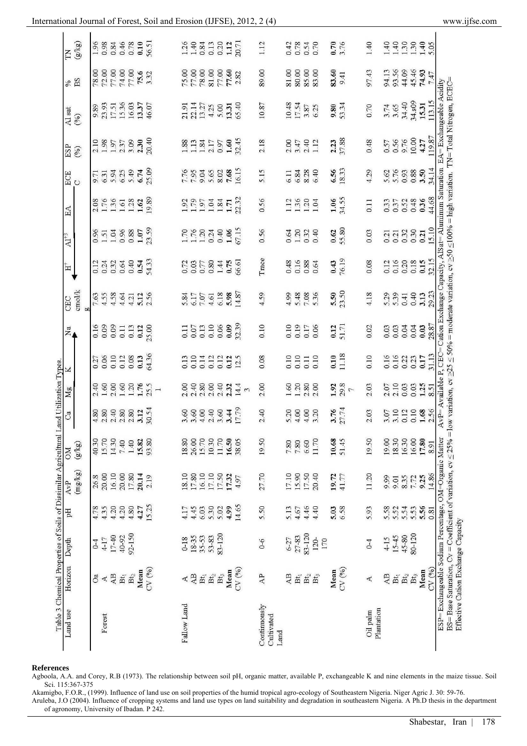Table 3 Chemical Properties of Soils of Dissimilar Agricultural Land Utilization Types.

| Land use | Horizon | Depth | pH | AvP (mg/kg) | OM (g/kg) | Ca | Mg | K | Na | CEC cmol/kg | $H^+$ | $Al^{+3}$ | EA | ECEC | ESP (%) | Al sat (%) | % BS | TN (g/kg) |
|---|---|---|---|---|---|---|---|---|---|---|---|---|---|---|---|---|---|---|
| Forest | Oa | 0-4 | 4.78 | 26.8 | 40.30 | 4.80 | 2.40 | 0.27 | 0.16 | 7.63 | 0.12 | 0.96 | 2.08 | 9.71 | 2.10 | 9.89 | 78.00 | 1.96 |
| | A | 4-17 | 4.35 | 20.00 | 15.70 | 2.80 | 1.60 | 0.06 | 0.09 | 4.55 | 0.24 | 1.51 | 1.76 | 6.31 | 1.98 | 23.93 | 72.00 | 0.98 |
| | AB | 17-40 | 4.20 | 16.10 | 14.30 | 2.40 | 2.00 | 0.10 | 0.09 | 4.58 | 0.32 | 1.04 | 1.36 | 5.94 | 1.97 | 17.51 | 77.00 | 0.84 |
| | $Bt_1$ | 40-92 | 4.20 | 20.00 | 7.40 | 2.80 | 1.60 | 0.12 | 0.11 | 4.64 | 0.64 | 0.96 | 1.61 | 6.25 | 2.37 | 15.36 | 74.00 | 0.46 |
| | $Bt_2$ | 92-150 | 4.80 | 17.80 | 1.40 | 2.80 | 1.20 | 0.08 | 0.13 | 4.21 | 0.40 | 0.88 | 1.28 | 5.49 | 3.09 | 16.03 | 77.00 | 0.78 |
| | **Mean** | | **4.27** | **20.14** | **15.82** | **3.12** | **1.76** | **0.13** | **0.12** | **5.12** | **0.54** | **1.07** | **1.62** | **6.74** | **2.30** | **13.37** | **75.6** | **0.10** |
| | CV (%) | | 15.25 | 2.19 | 93.80 | 30.54 | 25.51 | 64.36 | 25.00 | 2.56 | 54.33 | 23.59 | 19.89 | 25.09 | 20.40 | 46.07 | 3.32 | 56.51 |
| Fallow Land | A | 0-18 | 4.17 | 18.10 | 18.80 | 3.60 | 2.00 | 0.13 | 0.11 | 5.84 | 0.72 | 1.70 | 1.92 | 7.76 | 1.88 | 21.91 | 75.00 | 1.26 |
| | AB | 18-35 | 4.45 | 17.80 | 26.00 | 3.60 | 2.40 | 0.10 | 0.07 | 6.17 | 0.03 | 1.76 | 1.79 | 7.95 | 1.13 | 22.14 | 77.00 | 1.40 |
| | $Bt_1$ | 35-53 | 6.03 | 16.10 | 15.70 | 4.00 | 2.80 | 0.14 | 0.13 | 7.07 | 0.77 | 1.20 | 1.97 | 9.04 | 1.84 | 13.27 | 78.00 | 0.84 |
| | $Bt_2$ | 53-83 | 5.30 | 17.10 | 10.30 | 2.40 | 2.00 | 0.12 | 0.10 | 4.61 | 0.80 | 0.24 | 1.04 | 5.65 | 2.17 | 4.25 | 81.00 | 0.13 |
| | $Bt_3$ | 83-120 | 5.02 | 17.50 | 11.70 | 3.60 | 2.40 | 0.12 | 0.06 | 6.18 | 1.44 | 0.40 | 1.84 | 8.02 | 0.97 | 5.00 | 77.00 | 0.20 |
| | **Mean** | | **4.99** | **17.32** | **16.50** | **3.44** | **2.32** | **0.12** | **0.09** | **5.98** | **0.75** | **1.06** | **1.71** | **7.68** | **1.60** | **13.31** | **77.60** | **1.12** |
| | CV (%) | | 14.65 | 4.97 | 38.05 | 17.79 | 14.43 | 12.5 | 32.39 | 14.87 | 66.61 | 67.15 | 22.32 | 16.15 | 32.45 | 65.40 | 2.82 | 20.71 |
| Continuously Cultivated Land | AP | 0-6 | 5.50 | 27.70 | 19.50 | 2.40 | 2.00 | 0.08 | 0.10 | 4.59 | Trace | 0.56 | 0.56 | 5.15 | 2.18 | 10.87 | 89.00 | 1.12 |
| | AB | 6-27 | 5.13 | 17.10 | 7.80 | 5.20 | 1.60 | 0.10 | 0.10 | 4.99 | 0.48 | 0.64 | 1.12 | 6.11 | 2.00 | 10.48 | 81.00 | 0.42 |
| | $Bt_1$ | 27-83 | 4.67 | 15.90 | 7.80 | 4.00 | 1.20 | 0.10 | 0.19 | 5.48 | 0.16 | 1.20 | 1.36 | 6.84 | 3.47 | 17.54 | 80.00 | 0.78 |
| | $Bt_2$ | 83-120 | 4.46 | 17.50 | 6.60 | 4.00 | 2.80 | 0.11 | 0.17 | 7.08 | 0.88 | 0.32 | 1.20 | 8.28 | 2.40 | 3.87 | 85.00 | 0.54 |
| | $Bt_3$ | 120-170 | 4.40 | 20.40 | 11.70 | 3.20 | 2.00 | 0.10 | 0.06 | 5.36 | 0.64 | 0.40 | 1.04 | 6.40 | 1.12 | 6.25 | 83.00 | 0.70 |
| | **Mean** | | **5.03** | **19.72** | **10.68** | **3.76** | **1.92** | **0.10** | **0.12** | **5.50** | **0.43** | **0.62** | **1.06** | **6.56** | **2.23** | **9.80** | **83.60** | **0.70** |
| | CV (%) | | 6.58 | 41.77 | 51.45 | 27.74 | 29.87 | 11.18 | 51.71 | 23.50 | 76.19 | 55.80 | 34.55 | 18.33 | 37.88 | 53.34 | 9.41 | 3.76 |
| Oil palm Plantation | A | 0-4 | 5.93 | 11.20 | 19.50 | 2.03 | 2.03 | 0.10 | 0.02 | 4.18 | 0.08 | 0.03 | 0.11 | 4.29 | 0.48 | 0.70 | 97.43 | 1.40 |
| | AB | 4-15 | 5.58 | 9.99 | 19.00 | 3.07 | 2.07 | 0.16 | 0.03 | 5.29 | 0.12 | 0.21 | 0.33 | 5.62 | 0.57 | 3.74 | 94.13 | 1.40 |
| | $Bt_1$ | 15-45 | 5.52 | 9.01 | 18.30 | 3.10 | 2.10 | 0.16 | 0.03 | 5.39 | 0.16 | 0.21 | 0.37 | 5.76 | 0.56 | 3.65 | 93.56 | 1.40 |
| | $Bt_2$ | 45-80 | 5.54 | 8.35 | 16.30 | 0.12 | 0.03 | 0.22 | 0.04 | 0.41 | 0.20 | 0.32 | 0.52 | 0.93 | 9.76 | 34.40 | 44.09 | 1.30 |
| | $Bt_3$ | 80-120 | 5.53 | 7.72 | 16.00 | 0.10 | 0.03 | 0.23 | 0.04 | 0.40 | 0.18 | 0.30 | 0.48 | 0.88 | 10.00 | 34.s09 | 45.46 | 1.30 |
| | **Mean** | | **5.56** | **9.25** | **17.80** | **1.68** | **1.25** | **0.17** | **0.03** | **3.13** | **0.15** | **0.21** | **0.36** | **3.50** | **4.27** | **15.31** | **74.93** | **1.40** |
| | CV (%) | | 0.81 | 14.86 | 8.91 | 2.56 | 8.51 | 31.13 | 28.87 | 29.23 | 32.15 | 15.10 | 44.68 | 34.14 | 119.87 | 113.15 | 7.47 | 5.05 |

ESP= Exchangeable Sodium Percentage, OM=Organic Matter AvP= Available P, CEC= Cation Exchange Capacity, AlSat= Aluminum Saturation EA= Exchangeable Acidity
BS= Base Saturation, Cv = Coefficient of variation, cv ≤ 25% =low variation, cv ≥25 ≤ 50% = moderate variation, cv ≥50 ≤100% = high variation. TN= Total Nitrogen, ECEC= Effective Cation Exchange Capacity

## References

Agboola, A.A. and Corey, R.B (1973). The relationship between soil pH, organic matter, available P, exchangeable K and nine elements in the maize tissue. Soil Sci. 115:367-375

Akamigbo, F.O.R., (1999). Influence of land use on soil properties of the humid tropical agro-ecology of Southeastern Nigeria. Niger Agric J. 30: 59-76.

Aruleba, J.O (2004). Influence of cropping systems and land use types on land suitability and degradation in southeastern Nigeria. A Ph.D thesis in the department of agronomy, University of Ibadan. P 242.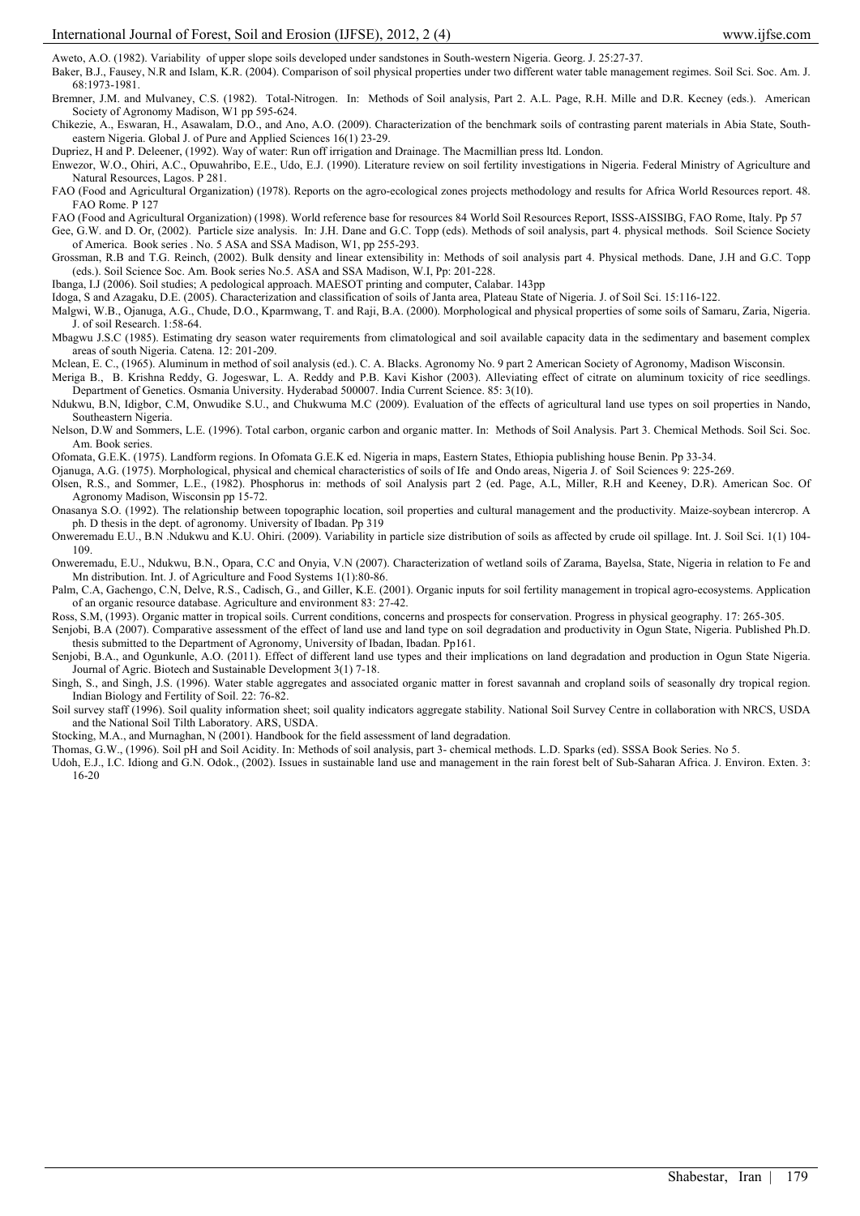Aweto, A.O. (1982). Variability of upper slope soils developed under sandstones in South-western Nigeria. Georg. J. 25:27-37.

Baker, B.J., Fausey, N.R and Islam, K.R. (2004). Comparison of soil physical properties under two different water table management regimes. Soil Sci. Soc. Am. J. 68:1973-1981.

Bremner, J.M. and Mulvaney, C.S. (1982). Total-Nitrogen. In: Methods of Soil analysis, Part 2. A.L. Page, R.H. Mille and D.R. Kecney (eds.). American Society of Agronomy Madison, W1 pp 595-624.

Chikezie, A., Eswaran, H., Asawalam, D.O., and Ano, A.O. (2009). Characterization of the benchmark soils of contrasting parent materials in Abia State, South-eastern Nigeria. Global J. of Pure and Applied Sciences 16(1) 23-29.

Dupriez, H and P. Deleener, (1992). Way of water: Run off irrigation and Drainage. The Macmillian press ltd. London.

Enwezor, W.O., Ohiri, A.C., Opuwahribo, E.E., Udo, E.J. (1990). Literature review on soil fertility investigations in Nigeria. Federal Ministry of Agriculture and Natural Resources, Lagos. P 281.

FAO (Food and Agricultural Organization) (1978). Reports on the agro-ecological zones projects methodology and results for Africa World Resources report. 48. FAO Rome. P 127

FAO (Food and Agricultural Organization) (1998). World reference base for resources 84 World Soil Resources Report, ISSS-AISSIBG, FAO Rome, Italy. Pp 57

Gee, G.W. and D. Or, (2002). Particle size analysis. In: J.H. Dane and G.C. Topp (eds). Methods of soil analysis, part 4. physical methods. Soil Science Society of America. Book series . No. 5 ASA and SSA Madison, W1, pp 255-293.

Grossman, R.B and T.G. Reinch, (2002). Bulk density and linear extensibility in: Methods of soil analysis part 4. Physical methods. Dane, J.H and G.C. Topp (eds.). Soil Science Soc. Am. Book series No.5. ASA and SSA Madison, W.I, Pp: 201-228.

Ibanga, I.J (2006). Soil studies; A pedological approach. MAESOT printing and computer, Calabar. 143pp

Idoga, S and Azagaku, D.E. (2005). Characterization and classification of soils of Janta area, Plateau State of Nigeria. J. of Soil Sci. 15:116-122.

Malgwi, W.B., Ojanuga, A.G., Chude, D.O., Kparmwang, T. and Raji, B.A. (2000). Morphological and physical properties of some soils of Samaru, Zaria, Nigeria. J. of soil Research. 1:58-64.

Mbagwu J.S.C (1985). Estimating dry season water requirements from climatological and soil available capacity data in the sedimentary and basement complex areas of south Nigeria. Catena. 12: 201-209.

Mclean, E. C., (1965). Aluminum in method of soil analysis (ed.). C. A. Blacks. Agronomy No. 9 part 2 American Society of Agronomy, Madison Wisconsin.

Meriga B., B. Krishna Reddy, G. Jogeswar, L. A. Reddy and P.B. Kavi Kishor (2003). Alleviating effect of citrate on aluminum toxicity of rice seedlings. Department of Genetics. Osmania University. Hyderabad 500007. India Current Science. 85: 3(10).

Ndukwu, B.N, Idigbor, C.M, Onwudike S.U., and Chukwuma M.C (2009). Evaluation of the effects of agricultural land use types on soil properties in Nando, Southeastern Nigeria.

Nelson, D.W and Sommers, L.E. (1996). Total carbon, organic carbon and organic matter. In: Methods of Soil Analysis. Part 3. Chemical Methods. Soil Sci. Soc. Am. Book series.

Ofomata, G.E.K. (1975). Landform regions. In Ofomata G.E.K ed. Nigeria in maps, Eastern States, Ethiopia publishing house Benin. Pp 33-34.

Ojanuga, A.G. (1975). Morphological, physical and chemical characteristics of soils of Ife and Ondo areas, Nigeria J. of Soil Sciences 9: 225-269.

Olsen, R.S., and Sommer, L.E., (1982). Phosphorus in: methods of soil Analysis part 2 (ed. Page, A.L, Miller, R.H and Keeney, D.R). American Soc. Of Agronomy Madison, Wisconsin pp 15-72.

Onasanya S.O. (1992). The relationship between topographic location, soil properties and cultural management and the productivity. Maize-soybean intercrop. A ph. D thesis in the dept. of agronomy. University of Ibadan. Pp 319

Onweremadu E.U., B.N .Ndukwu and K.U. Ohiri. (2009). Variability in particle size distribution of soils as affected by crude oil spillage. Int. J. Soil Sci. 1(1) 104-109.

Onweremadu, E.U., Ndukwu, B.N., Opara, C.C and Onyia, V.N (2007). Characterization of wetland soils of Zarama, Bayelsa, State, Nigeria in relation to Fe and Mn distribution. Int. J. of Agriculture and Food Systems 1(1):80-86.

Palm, C.A, Gachengo, C.N, Delve, R.S., Cadisch, G., and Giller, K.E. (2001). Organic inputs for soil fertility management in tropical agro-ecosystems. Application of an organic resource database. Agriculture and environment 83: 27-42.

Ross, S.M, (1993). Organic matter in tropical soils. Current conditions, concerns and prospects for conservation. Progress in physical geography. 17: 265-305.

Senjobi, B.A (2007). Comparative assessment of the effect of land use and land type on soil degradation and productivity in Ogun State, Nigeria. Published Ph.D. thesis submitted to the Department of Agronomy, University of Ibadan, Ibadan. Pp161.

Senjobi, B.A., and Ogunkunle, A.O. (2011). Effect of different land use types and their implications on land degradation and production in Ogun State Nigeria. Journal of Agric. Biotech and Sustainable Development 3(1) 7-18.

Singh, S., and Singh, J.S. (1996). Water stable aggregates and associated organic matter in forest savannah and cropland soils of seasonally dry tropical region. Indian Biology and Fertility of Soil. 22: 76-82.

Soil survey staff (1996). Soil quality information sheet; soil quality indicators aggregate stability. National Soil Survey Centre in collaboration with NRCS, USDA and the National Soil Tilth Laboratory. ARS, USDA.

Stocking, M.A., and Murnaghan, N (2001). Handbook for the field assessment of land degradation.

Thomas, G.W., (1996). Soil pH and Soil Acidity. In: Methods of soil analysis, part 3- chemical methods. L.D. Sparks (ed). SSSA Book Series. No 5.

Udoh, E.J., I.C. Idiong and G.N. Odok., (2002). Issues in sustainable land use and management in the rain forest belt of Sub-Saharan Africa. J. Environ. Exten. 3: 16-20